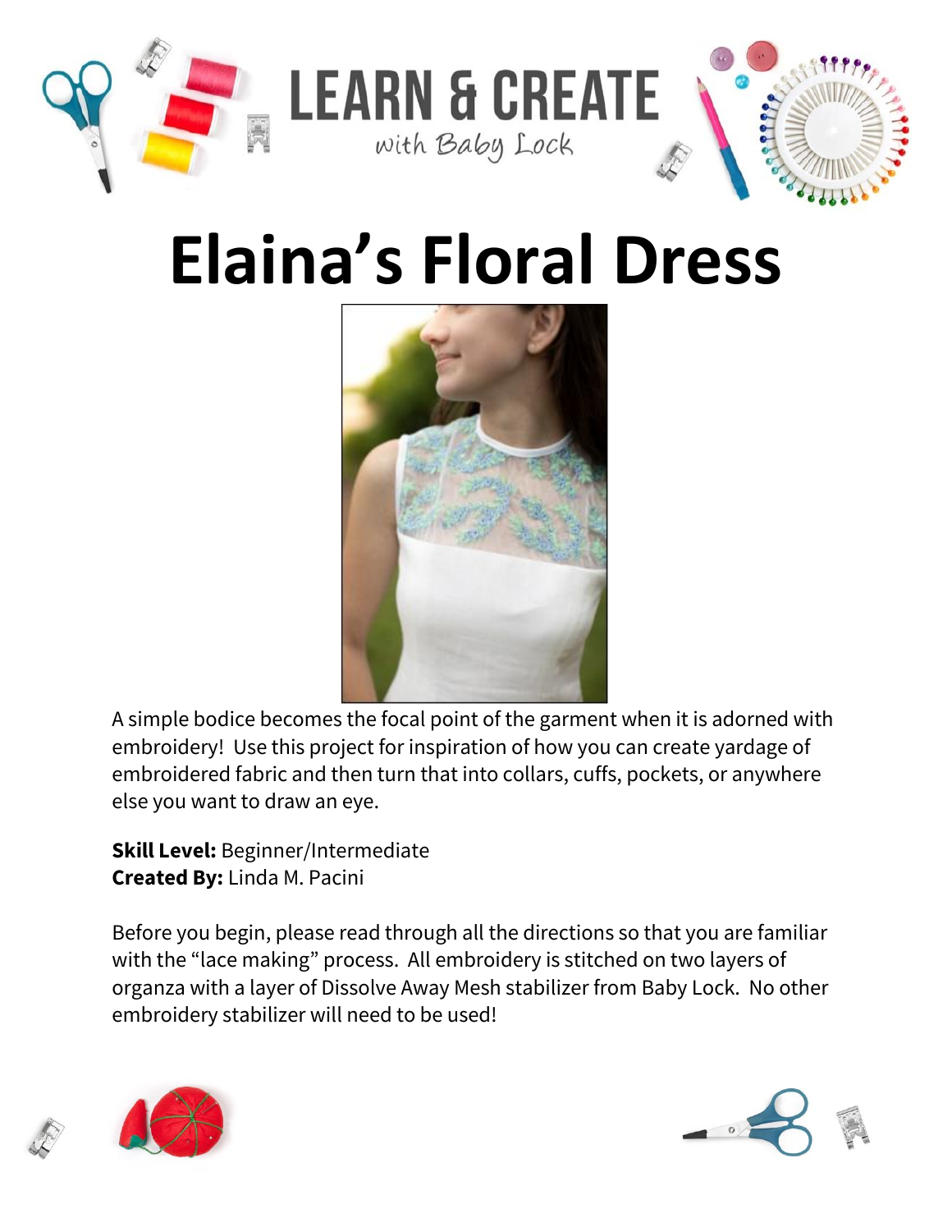LEARN & CREATE

*with Baby Lock*

# Elaina's Floral Dress

A simple bodice becomes the focal point of the garment when it is adorned with embroidery! Use this project for inspiration of how you can create yardage of embroidered fabric and then turn that into collars, cuffs, pockets, or anywhere else you want to draw an eye.

**Skill Level:** Beginner/Intermediate
**Created By:** Linda M. Pacini

Before you begin, please read through all the directions so that you are familiar with the "lace making" process. All embroidery is stitched on two layers of organza with a layer of Dissolve Away Mesh stabilizer from Baby Lock. No other embroidery stabilizer will need to be used!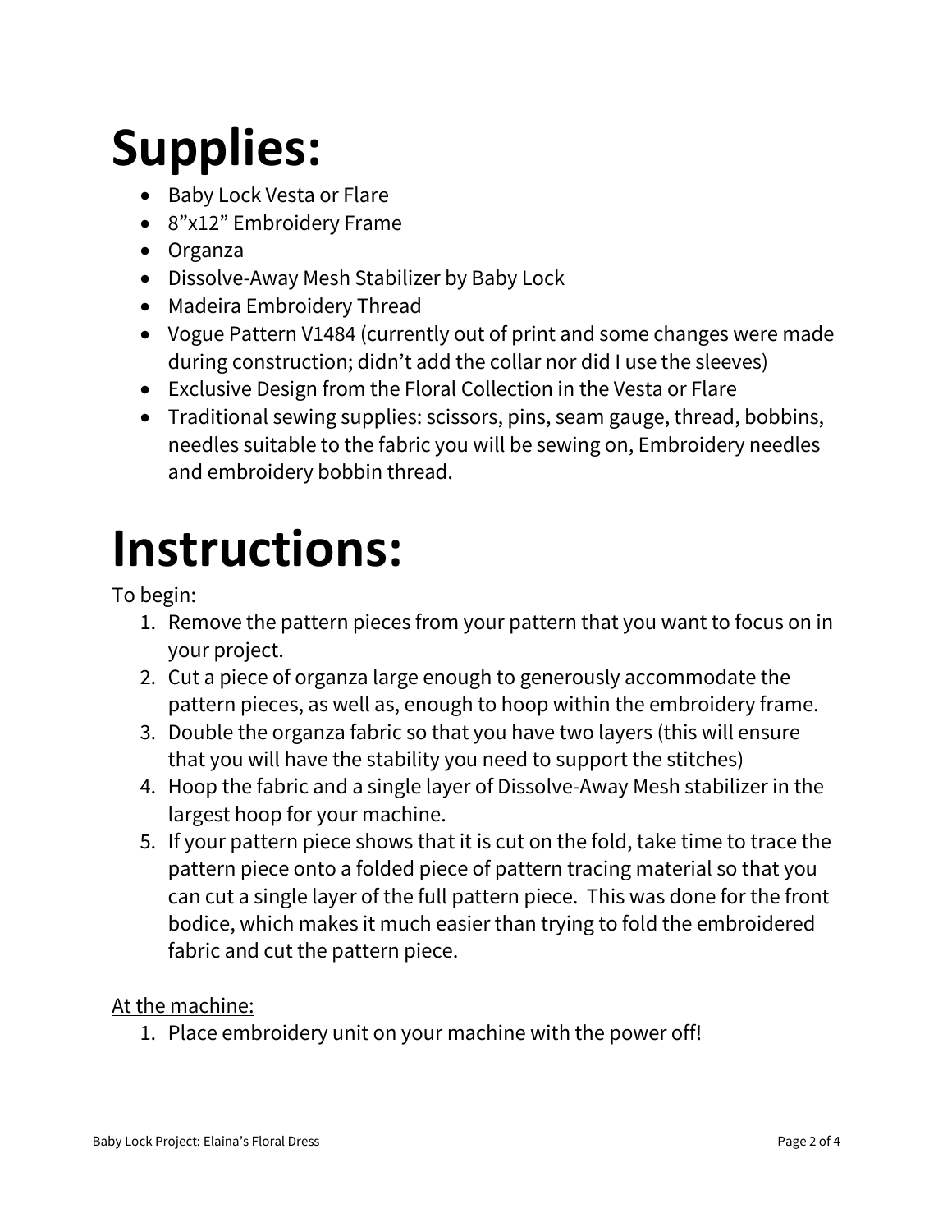# Supplies:

- Baby Lock Vesta or Flare
- 8"x12" Embroidery Frame
- Organza
- Dissolve-Away Mesh Stabilizer by Baby Lock
- Madeira Embroidery Thread
- Vogue Pattern V1484 (currently out of print and some changes were made during construction; didn't add the collar nor did I use the sleeves)
- Exclusive Design from the Floral Collection in the Vesta or Flare
- Traditional sewing supplies: scissors, pins, seam gauge, thread, bobbins, needles suitable to the fabric you will be sewing on, Embroidery needles and embroidery bobbin thread.

# Instructions:

<u>To begin:</u>

1. Remove the pattern pieces from your pattern that you want to focus on in your project.
2. Cut a piece of organza large enough to generously accommodate the pattern pieces, as well as, enough to hoop within the embroidery frame.
3. Double the organza fabric so that you have two layers (this will ensure that you will have the stability you need to support the stitches)
4. Hoop the fabric and a single layer of Dissolve-Away Mesh stabilizer in the largest hoop for your machine.
5. If your pattern piece shows that it is cut on the fold, take time to trace the pattern piece onto a folded piece of pattern tracing material so that you can cut a single layer of the full pattern piece. This was done for the front bodice, which makes it much easier than trying to fold the embroidered fabric and cut the pattern piece.

<u>At the machine:</u>

1. Place embroidery unit on your machine with the power off!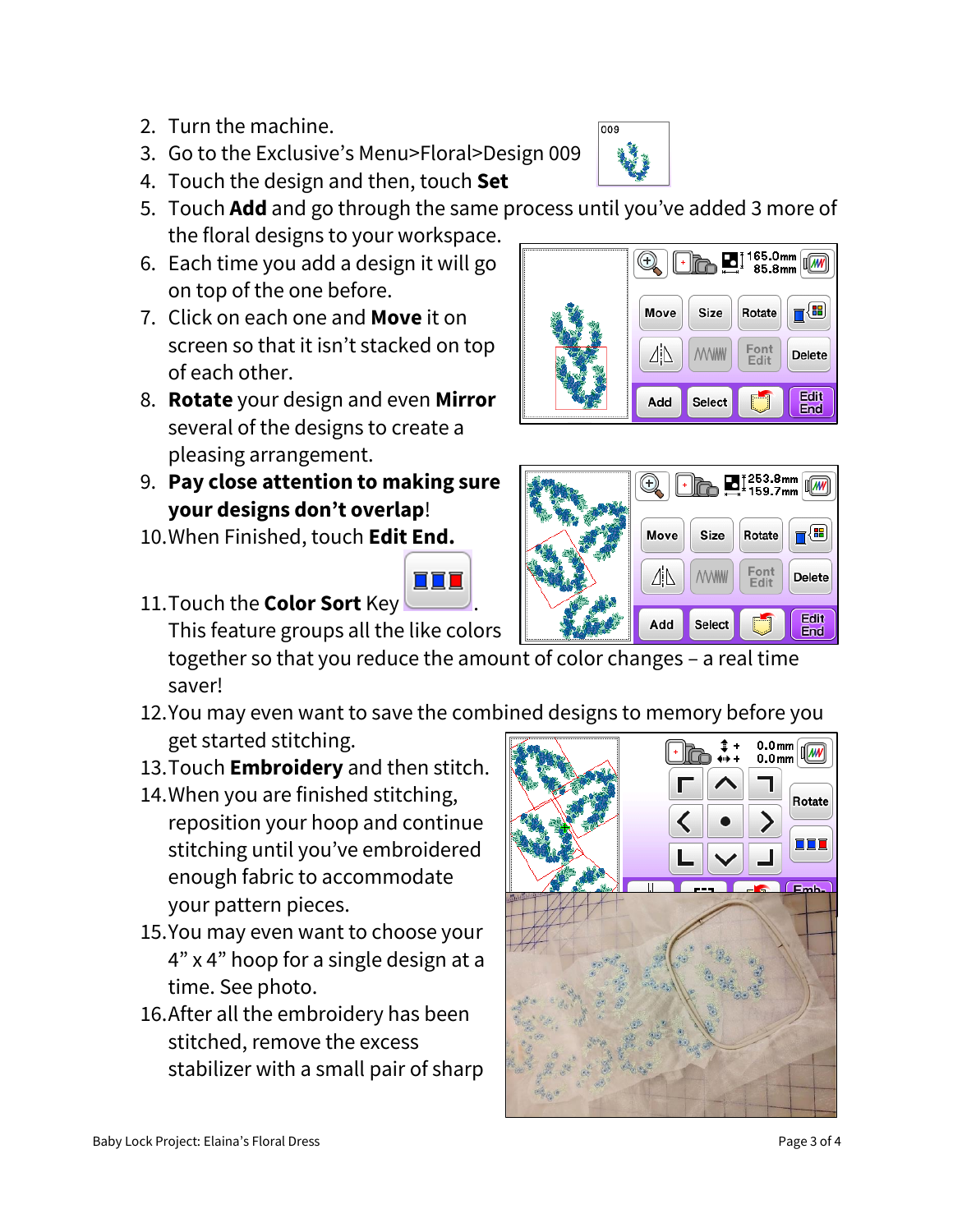2. Turn the machine.
3. Go to the Exclusive's Menu>Floral>Design 009
4. Touch the design and then, touch **Set**
5. Touch **Add** and go through the same process until you've added 3 more of the floral designs to your workspace.
6. Each time you add a design it will go on top of the one before.
7. Click on each one and **Move** it on screen so that it isn't stacked on top of each other.
8. **Rotate** your design and even **Mirror** several of the designs to create a pleasing arrangement.
9. **Pay close attention to making sure your designs don't overlap**!
10. When Finished, touch **Edit End.**
11. Touch the **Color Sort** Key . This feature groups all the like colors together so that you reduce the amount of color changes – a real time saver!
12. You may even want to save the combined designs to memory before you get started stitching.
13. Touch **Embroidery** and then stitch.
14. When you are finished stitching, reposition your hoop and continue stitching until you've embroidered enough fabric to accommodate your pattern pieces.
15. You may even want to choose your 4" x 4" hoop for a single design at a time. See photo.
16. After all the embroidery has been stitched, remove the excess stabilizer with a small pair of sharp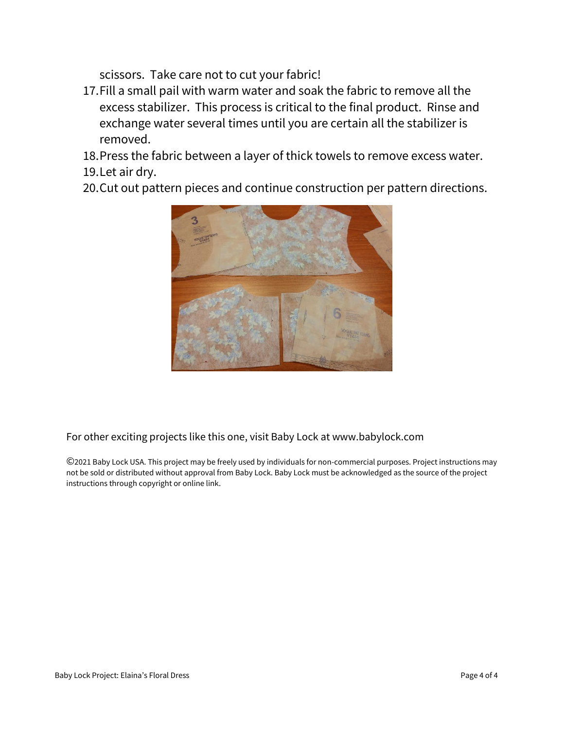scissors. Take care not to cut your fabric!

17. Fill a small pail with warm water and soak the fabric to remove all the excess stabilizer. This process is critical to the final product. Rinse and exchange water several times until you are certain all the stabilizer is removed.
18. Press the fabric between a layer of thick towels to remove excess water.
19. Let air dry.
20. Cut out pattern pieces and continue construction per pattern directions.

For other exciting projects like this one, visit Baby Lock at www.babylock.com

©2021 Baby Lock USA. This project may be freely used by individuals for non-commercial purposes. Project instructions may not be sold or distributed without approval from Baby Lock. Baby Lock must be acknowledged as the source of the project instructions through copyright or online link.